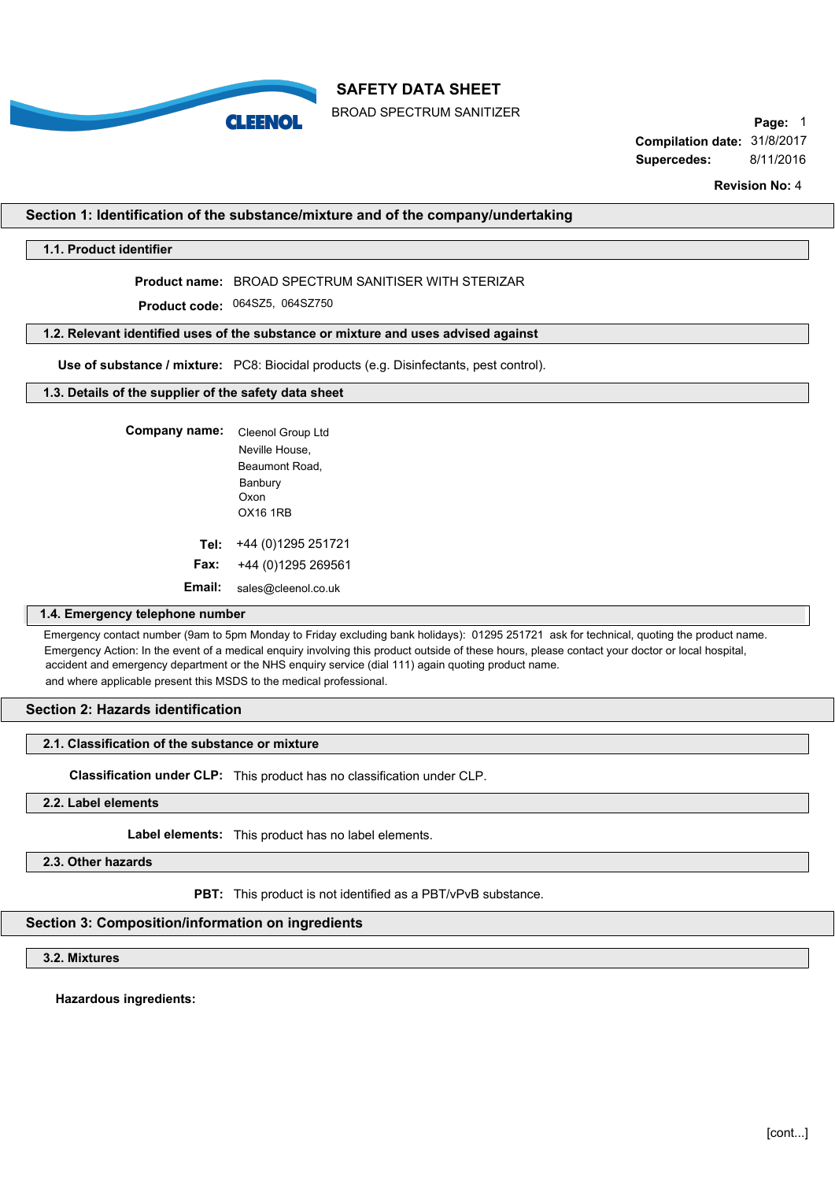# SAFETY DATA SHEET

BROAD SPECTRUM SANITIZER

**Page:** 1
**Compilation date:** 31/8/2017
**Supersedes:** 8/11/2016

**Revision No:** 4

## Section 1: Identification of the substance/mixture and of the company/undertaking

### 1.1. Product identifier

**Product name:** BROAD SPECTRUM SANITISER WITH STERIZAR

**Product code:** 064SZ5, 064SZ750

### 1.2. Relevant identified uses of the substance or mixture and uses advised against

**Use of substance / mixture:** PC8: Biocidal products (e.g. Disinfectants, pest control).

### 1.3. Details of the supplier of the safety data sheet

**Company name:** Cleenol Group Ltd
Neville House,
Beaumont Road,
Banbury
Oxon
OX16 1RB

**Tel:** +44 (0)1295 251721

**Fax:** +44 (0)1295 269561

**Email:** sales@cleenol.co.uk

### 1.4. Emergency telephone number

Emergency contact number (9am to 5pm Monday to Friday excluding bank holidays): 01295 251721 ask for technical, quoting the product name.
Emergency Action: In the event of a medical enquiry involving this product outside of these hours, please contact your doctor or local hospital, accident and emergency department or the NHS enquiry service (dial 111) again quoting product name.
and where applicable present this MSDS to the medical professional.

## Section 2: Hazards identification

### 2.1. Classification of the substance or mixture

**Classification under CLP:** This product has no classification under CLP.

### 2.2. Label elements

**Label elements:** This product has no label elements.

### 2.3. Other hazards

**PBT:** This product is not identified as a PBT/vPvB substance.

## Section 3: Composition/information on ingredients

### 3.2. Mixtures

**Hazardous ingredients:**

[cont...]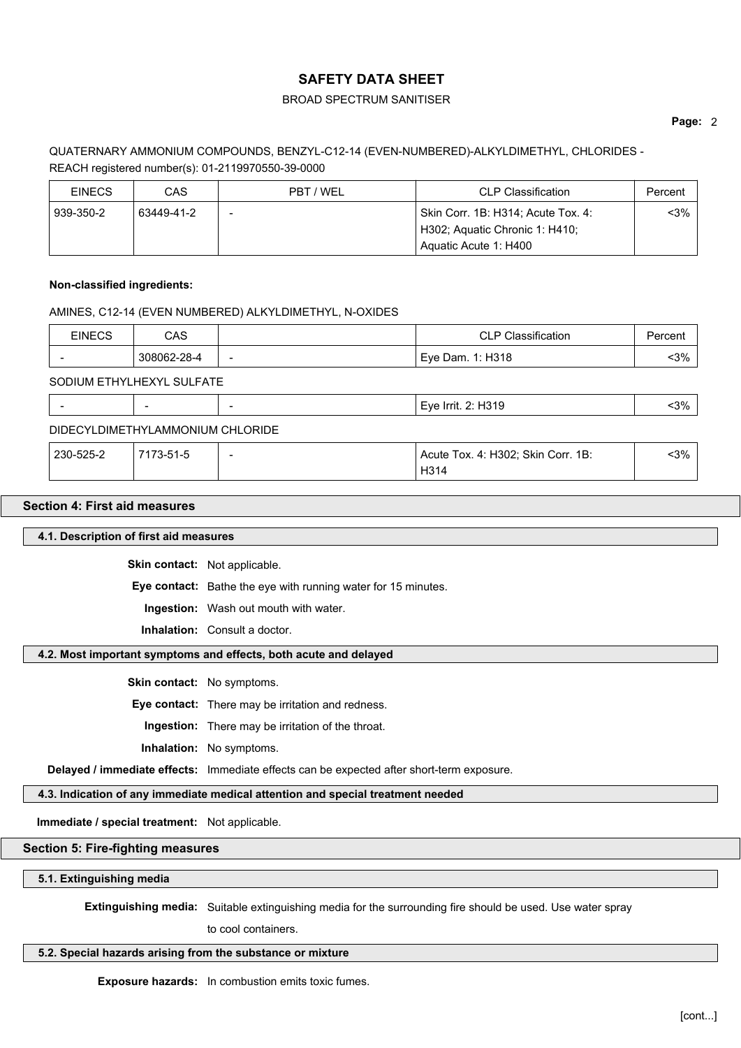QUATERNARY AMMONIUM COMPOUNDS, BENZYL-C12-14 (EVEN-NUMBERED)-ALKYLDIMETHYL, CHLORIDES - REACH registered number(s): 01-2119970550-39-0000

| EINECS | CAS | PBT / WEL | CLP Classification | Percent |
|---|---|---|---|---|
| 939-350-2 | 63449-41-2 | - | Skin Corr. 1B: H314; Acute Tox. 4: H302; Aquatic Chronic 1: H410; Aquatic Acute 1: H400 | <3% |

**Non-classified ingredients:**

AMINES, C12-14 (EVEN NUMBERED) ALKYLDIMETHYL, N-OXIDES

| EINECS | CAS | | CLP Classification | Percent |
|---|---|---|---|---|
| - | 308062-28-4 | - | Eye Dam. 1: H318 | <3% |

SODIUM ETHYLHEXYL SULFATE

| | | | | |
|---|---|---|---|---|
| - | - | - | Eye Irrit. 2: H319 | <3% |

DIDECYLDIMETHYLAMMONIUM CHLORIDE

| | | | | |
|---|---|---|---|---|
| 230-525-2 | 7173-51-5 | - | Acute Tox. 4: H302; Skin Corr. 1B: H314 | <3% |

## Section 4: First aid measures

### 4.1. Description of first aid measures

**Skin contact:** Not applicable.

**Eye contact:** Bathe the eye with running water for 15 minutes.

**Ingestion:** Wash out mouth with water.

**Inhalation:** Consult a doctor.

### 4.2. Most important symptoms and effects, both acute and delayed

**Skin contact:** No symptoms.

**Eye contact:** There may be irritation and redness.

**Ingestion:** There may be irritation of the throat.

**Inhalation:** No symptoms.

**Delayed / immediate effects:** Immediate effects can be expected after short-term exposure.

### 4.3. Indication of any immediate medical attention and special treatment needed

**Immediate / special treatment:** Not applicable.

## Section 5: Fire-fighting measures

### 5.1. Extinguishing media

**Extinguishing media:** Suitable extinguishing media for the surrounding fire should be used. Use water spray to cool containers.

### 5.2. Special hazards arising from the substance or mixture

**Exposure hazards:** In combustion emits toxic fumes.

[cont...]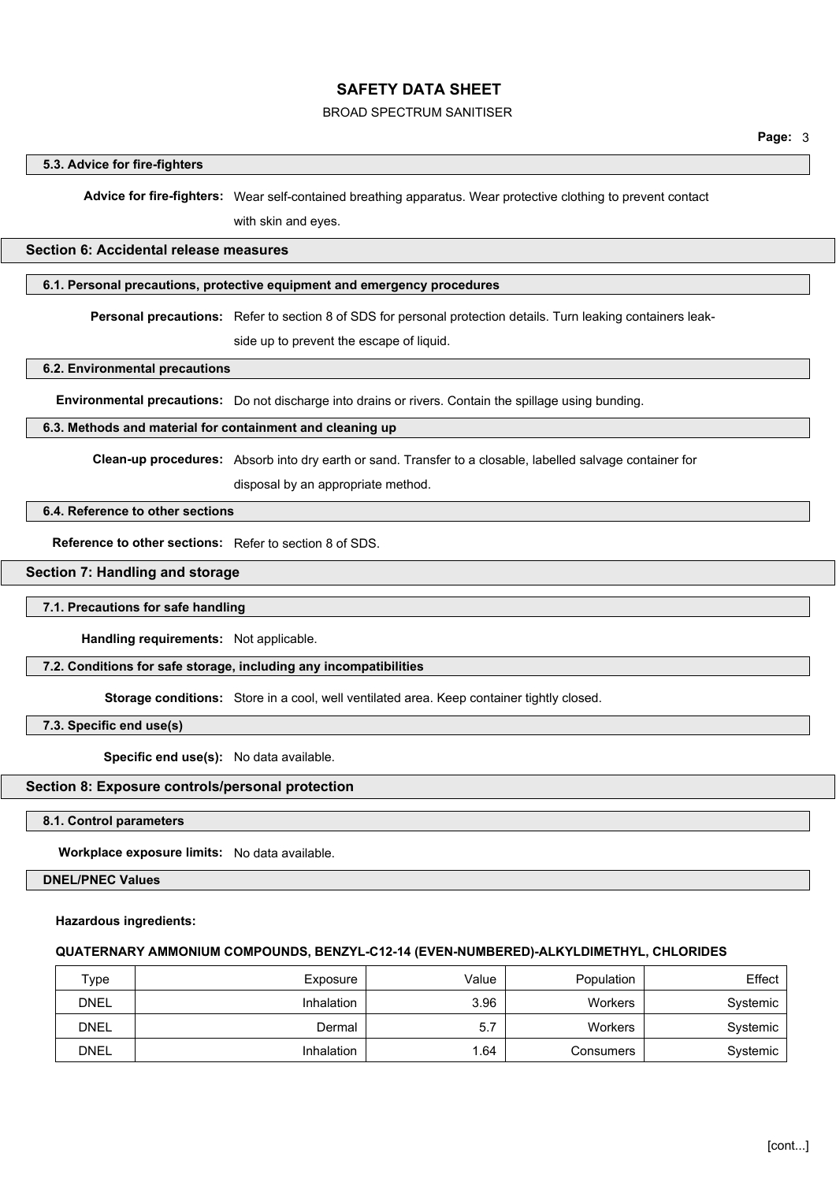### 5.3. Advice for fire-fighters

**Advice for fire-fighters:** Wear self-contained breathing apparatus. Wear protective clothing to prevent contact with skin and eyes.

## Section 6: Accidental release measures

### 6.1. Personal precautions, protective equipment and emergency procedures

**Personal precautions:** Refer to section 8 of SDS for personal protection details. Turn leaking containers leak-side up to prevent the escape of liquid.

### 6.2. Environmental precautions

**Environmental precautions:** Do not discharge into drains or rivers. Contain the spillage using bunding.

### 6.3. Methods and material for containment and cleaning up

**Clean-up procedures:** Absorb into dry earth or sand. Transfer to a closable, labelled salvage container for disposal by an appropriate method.

### 6.4. Reference to other sections

**Reference to other sections:** Refer to section 8 of SDS.

## Section 7: Handling and storage

### 7.1. Precautions for safe handling

**Handling requirements:** Not applicable.

### 7.2. Conditions for safe storage, including any incompatibilities

**Storage conditions:** Store in a cool, well ventilated area. Keep container tightly closed.

### 7.3. Specific end use(s)

**Specific end use(s):** No data available.

## Section 8: Exposure controls/personal protection

### 8.1. Control parameters

**Workplace exposure limits:** No data available.

### DNEL/PNEC Values

**Hazardous ingredients:**

**QUATERNARY AMMONIUM COMPOUNDS, BENZYL-C12-14 (EVEN-NUMBERED)-ALKYLDIMETHYL, CHLORIDES**

| Type | Exposure | Value | Population | Effect |
|---|---|---|---|---|
| DNEL | Inhalation | 3.96 | Workers | Systemic |
| DNEL | Dermal | 5.7 | Workers | Systemic |
| DNEL | Inhalation | 1.64 | Consumers | Systemic |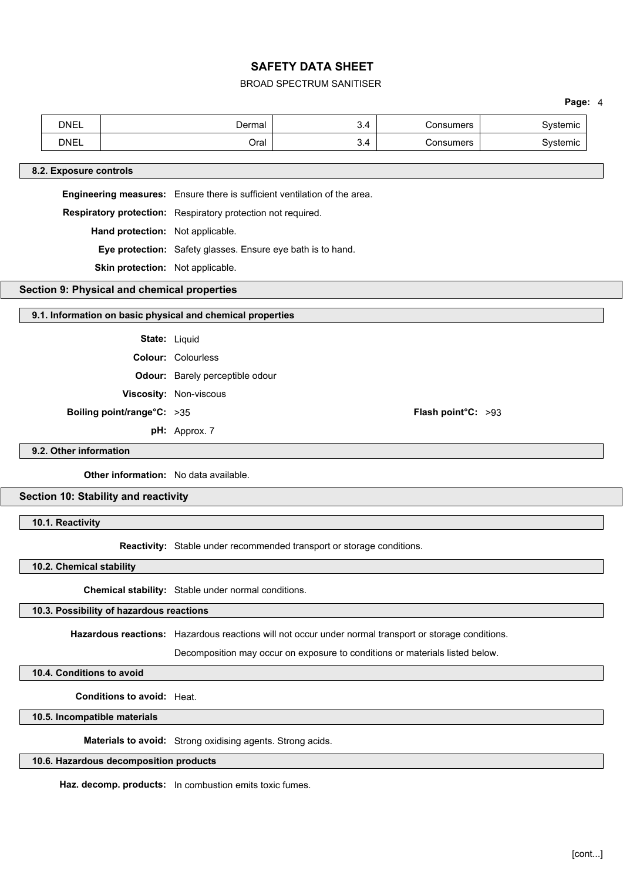| DNEL | Dermal | 3.4 | Consumers | Systemic |
|---|---|---|---|---|
| DNEL | Oral | 3.4 | Consumers | Systemic |

### 8.2. Exposure controls

**Engineering measures:** Ensure there is sufficient ventilation of the area.

**Respiratory protection:** Respiratory protection not required.

**Hand protection:** Not applicable.

**Eye protection:** Safety glasses. Ensure eye bath is to hand.

**Skin protection:** Not applicable.

## Section 9: Physical and chemical properties

### 9.1. Information on basic physical and chemical properties

**State:** Liquid

**Colour:** Colourless

**Odour:** Barely perceptible odour

**Viscosity:** Non-viscous

**Boiling point/range°C:** >35

**Flash point°C:** >93

**pH:** Approx. 7

### 9.2. Other information

**Other information:** No data available.

## Section 10: Stability and reactivity

### 10.1. Reactivity

**Reactivity:** Stable under recommended transport or storage conditions.

### 10.2. Chemical stability

**Chemical stability:** Stable under normal conditions.

### 10.3. Possibility of hazardous reactions

**Hazardous reactions:** Hazardous reactions will not occur under normal transport or storage conditions.

Decomposition may occur on exposure to conditions or materials listed below.

### 10.4. Conditions to avoid

**Conditions to avoid:** Heat.

### 10.5. Incompatible materials

**Materials to avoid:** Strong oxidising agents. Strong acids.

### 10.6. Hazardous decomposition products

**Haz. decomp. products:** In combustion emits toxic fumes.

[cont...]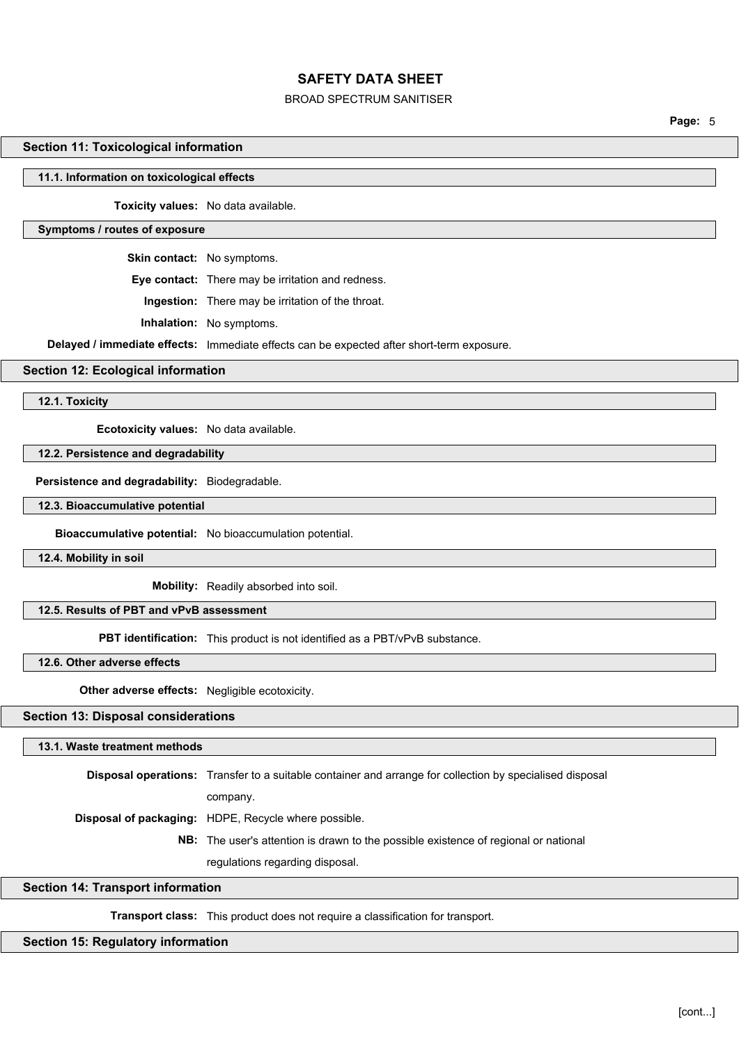## Section 11: Toxicological information

### 11.1. Information on toxicological effects

**Toxicity values:** No data available.

### Symptoms / routes of exposure

**Skin contact:** No symptoms.

**Eye contact:** There may be irritation and redness.

**Ingestion:** There may be irritation of the throat.

**Inhalation:** No symptoms.

**Delayed / immediate effects:** Immediate effects can be expected after short-term exposure.

## Section 12: Ecological information

### 12.1. Toxicity

**Ecotoxicity values:** No data available.

### 12.2. Persistence and degradability

**Persistence and degradability:** Biodegradable.

### 12.3. Bioaccumulative potential

**Bioaccumulative potential:** No bioaccumulation potential.

### 12.4. Mobility in soil

**Mobility:** Readily absorbed into soil.

### 12.5. Results of PBT and vPvB assessment

**PBT identification:** This product is not identified as a PBT/vPvB substance.

### 12.6. Other adverse effects

**Other adverse effects:** Negligible ecotoxicity.

## Section 13: Disposal considerations

### 13.1. Waste treatment methods

**Disposal operations:** Transfer to a suitable container and arrange for collection by specialised disposal company.

**Disposal of packaging:** HDPE, Recycle where possible.

**NB:** The user's attention is drawn to the possible existence of regional or national regulations regarding disposal.

## Section 14: Transport information

**Transport class:** This product does not require a classification for transport.

## Section 15: Regulatory information

[cont...]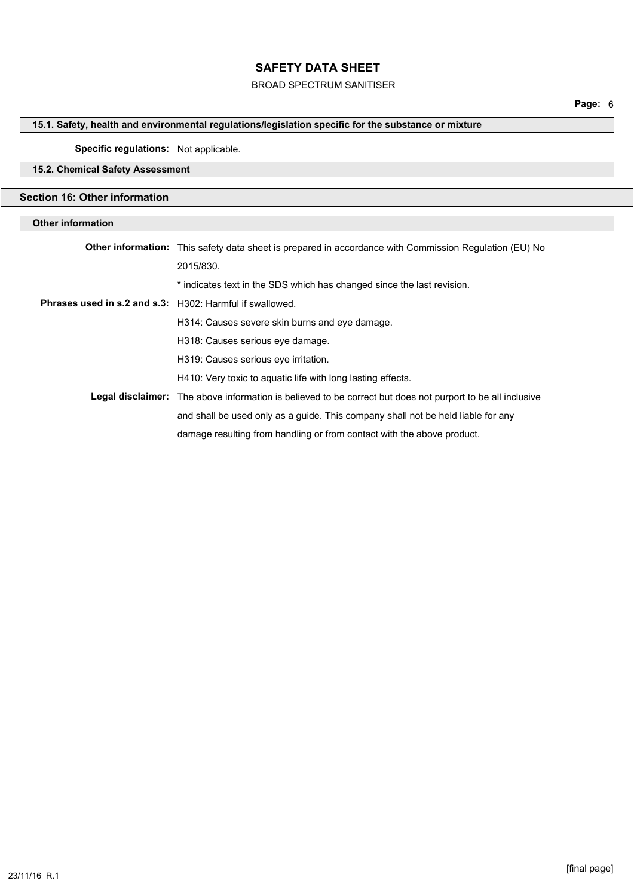### 15.1. Safety, health and environmental regulations/legislation specific for the substance or mixture

**Specific regulations:** Not applicable.

### 15.2. Chemical Safety Assessment

## Section 16: Other information

### Other information

**Other information:** This safety data sheet is prepared in accordance with Commission Regulation (EU) No 2015/830.

* indicates text in the SDS which has changed since the last revision.

**Phrases used in s.2 and s.3:** H302: Harmful if swallowed.

H314: Causes severe skin burns and eye damage.

H318: Causes serious eye damage.

H319: Causes serious eye irritation.

H410: Very toxic to aquatic life with long lasting effects.

**Legal disclaimer:** The above information is believed to be correct but does not purport to be all inclusive and shall be used only as a guide. This company shall not be held liable for any damage resulting from handling or from contact with the above product.

[final page]